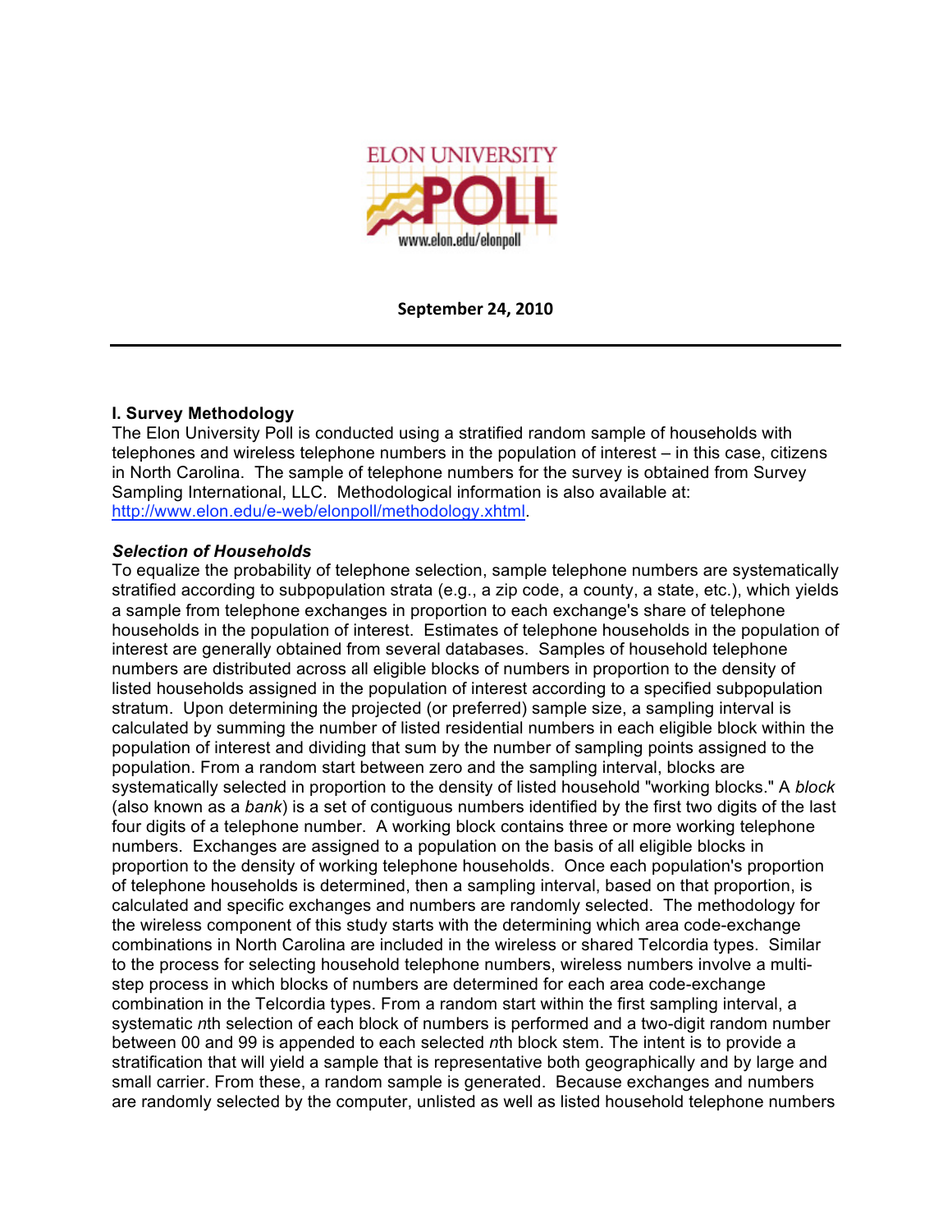ELON UNIVERSITY POLL

www.elon.edu/elonpoll

**September 24, 2010**

---

### I. Survey Methodology

The Elon University Poll is conducted using a stratified random sample of households with telephones and wireless telephone numbers in the population of interest – in this case, citizens in North Carolina. The sample of telephone numbers for the survey is obtained from Survey Sampling International, LLC. Methodological information is also available at: [http://www.elon.edu/e-web/elonpoll/methodology.xhtml](http://www.elon.edu/e-web/elonpoll/methodology.xhtml).

#### *Selection of Households*

To equalize the probability of telephone selection, sample telephone numbers are systematically stratified according to subpopulation strata (e.g., a zip code, a county, a state, etc.), which yields a sample from telephone exchanges in proportion to each exchange's share of telephone households in the population of interest. Estimates of telephone households in the population of interest are generally obtained from several databases. Samples of household telephone numbers are distributed across all eligible blocks of numbers in proportion to the density of listed households assigned in the population of interest according to a specified subpopulation stratum. Upon determining the projected (or preferred) sample size, a sampling interval is calculated by summing the number of listed residential numbers in each eligible block within the population of interest and dividing that sum by the number of sampling points assigned to the population. From a random start between zero and the sampling interval, blocks are systematically selected in proportion to the density of listed household "working blocks." A *block* (also known as a *bank*) is a set of contiguous numbers identified by the first two digits of the last four digits of a telephone number. A working block contains three or more working telephone numbers. Exchanges are assigned to a population on the basis of all eligible blocks in proportion to the density of working telephone households. Once each population's proportion of telephone households is determined, then a sampling interval, based on that proportion, is calculated and specific exchanges and numbers are randomly selected. The methodology for the wireless component of this study starts with the determining which area code-exchange combinations in North Carolina are included in the wireless or shared Telcordia types. Similar to the process for selecting household telephone numbers, wireless numbers involve a multi-step process in which blocks of numbers are determined for each area code-exchange combination in the Telcordia types. From a random start within the first sampling interval, a systematic *n*th selection of each block of numbers is performed and a two-digit random number between 00 and 99 is appended to each selected *n*th block stem. The intent is to provide a stratification that will yield a sample that is representative both geographically and by large and small carrier. From these, a random sample is generated. Because exchanges and numbers are randomly selected by the computer, unlisted as well as listed household telephone numbers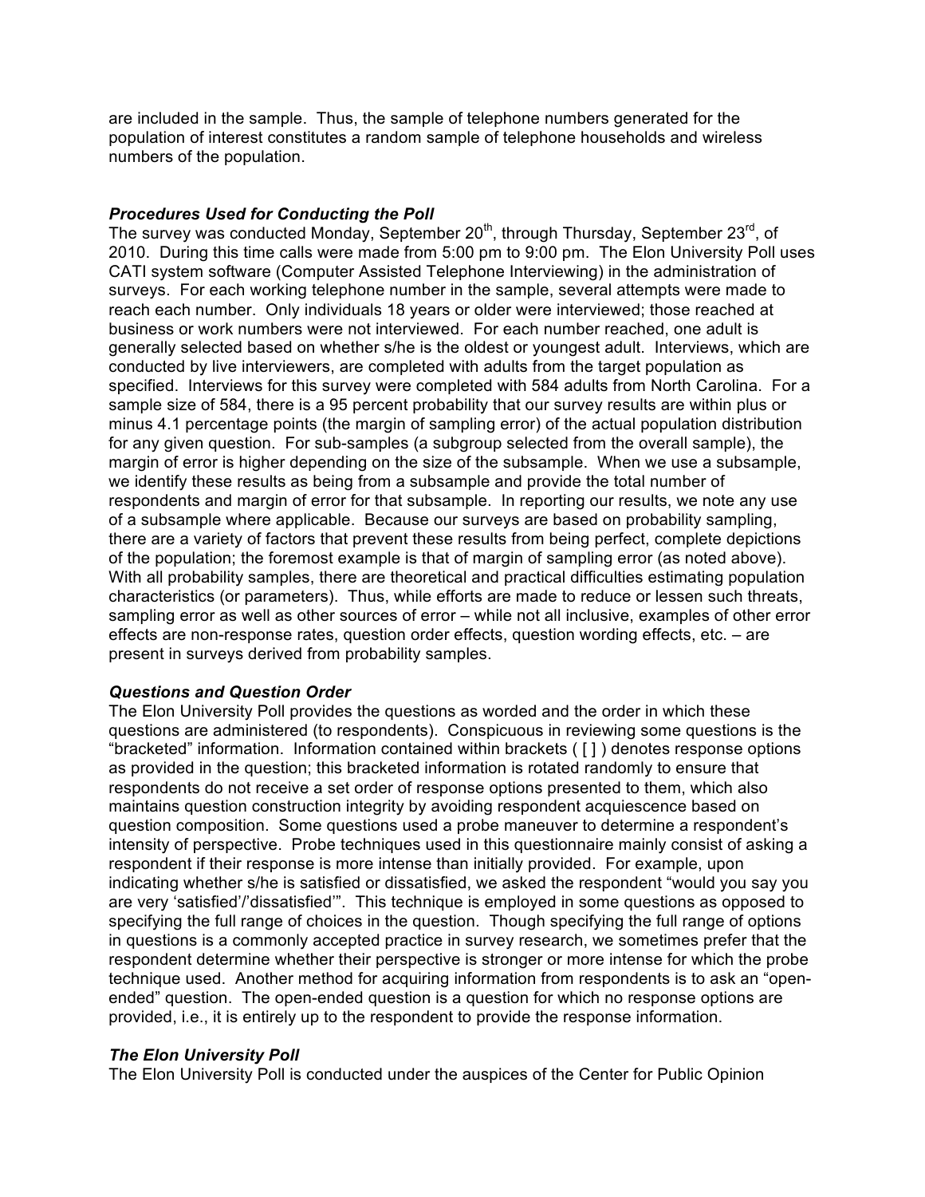are included in the sample. Thus, the sample of telephone numbers generated for the population of interest constitutes a random sample of telephone households and wireless numbers of the population.

### *Procedures Used for Conducting the Poll*

The survey was conducted Monday, September 20th, through Thursday, September 23rd, of 2010. During this time calls were made from 5:00 pm to 9:00 pm. The Elon University Poll uses CATI system software (Computer Assisted Telephone Interviewing) in the administration of surveys. For each working telephone number in the sample, several attempts were made to reach each number. Only individuals 18 years or older were interviewed; those reached at business or work numbers were not interviewed. For each number reached, one adult is generally selected based on whether s/he is the oldest or youngest adult. Interviews, which are conducted by live interviewers, are completed with adults from the target population as specified. Interviews for this survey were completed with 584 adults from North Carolina. For a sample size of 584, there is a 95 percent probability that our survey results are within plus or minus 4.1 percentage points (the margin of sampling error) of the actual population distribution for any given question. For sub-samples (a subgroup selected from the overall sample), the margin of error is higher depending on the size of the subsample. When we use a subsample, we identify these results as being from a subsample and provide the total number of respondents and margin of error for that subsample. In reporting our results, we note any use of a subsample where applicable. Because our surveys are based on probability sampling, there are a variety of factors that prevent these results from being perfect, complete depictions of the population; the foremost example is that of margin of sampling error (as noted above). With all probability samples, there are theoretical and practical difficulties estimating population characteristics (or parameters). Thus, while efforts are made to reduce or lessen such threats, sampling error as well as other sources of error – while not all inclusive, examples of other error effects are non-response rates, question order effects, question wording effects, etc. – are present in surveys derived from probability samples.

### *Questions and Question Order*

The Elon University Poll provides the questions as worded and the order in which these questions are administered (to respondents). Conspicuous in reviewing some questions is the "bracketed" information. Information contained within brackets ( [ ] ) denotes response options as provided in the question; this bracketed information is rotated randomly to ensure that respondents do not receive a set order of response options presented to them, which also maintains question construction integrity by avoiding respondent acquiescence based on question composition. Some questions used a probe maneuver to determine a respondent's intensity of perspective. Probe techniques used in this questionnaire mainly consist of asking a respondent if their response is more intense than initially provided. For example, upon indicating whether s/he is satisfied or dissatisfied, we asked the respondent "would you say you are very 'satisfied'/'dissatisfied'". This technique is employed in some questions as opposed to specifying the full range of choices in the question. Though specifying the full range of options in questions is a commonly accepted practice in survey research, we sometimes prefer that the respondent determine whether their perspective is stronger or more intense for which the probe technique used. Another method for acquiring information from respondents is to ask an "open-ended" question. The open-ended question is a question for which no response options are provided, i.e., it is entirely up to the respondent to provide the response information.

### *The Elon University Poll*

The Elon University Poll is conducted under the auspices of the Center for Public Opinion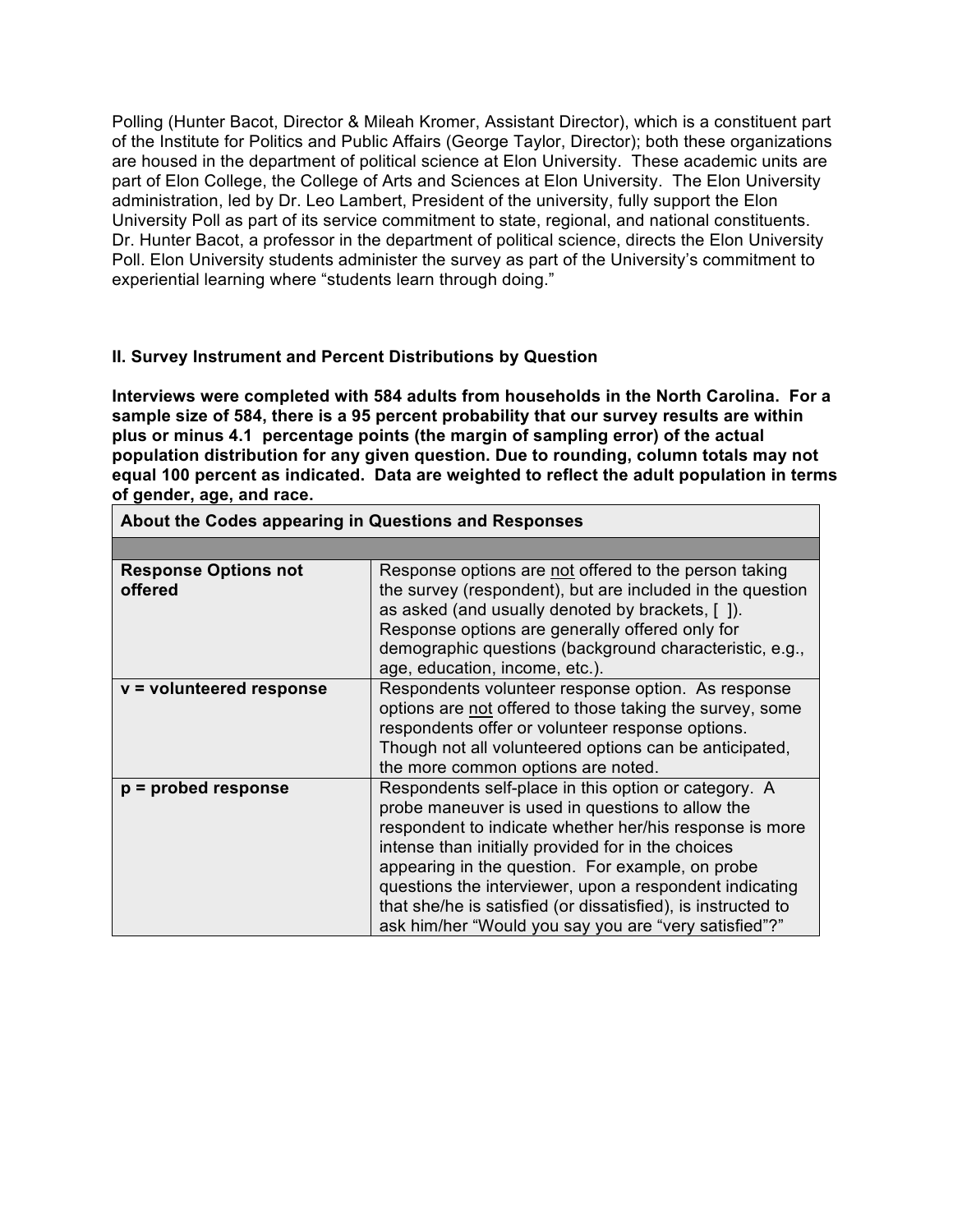Polling (Hunter Bacot, Director & Mileah Kromer, Assistant Director), which is a constituent part of the Institute for Politics and Public Affairs (George Taylor, Director); both these organizations are housed in the department of political science at Elon University. These academic units are part of Elon College, the College of Arts and Sciences at Elon University. The Elon University administration, led by Dr. Leo Lambert, President of the university, fully support the Elon University Poll as part of its service commitment to state, regional, and national constituents. Dr. Hunter Bacot, a professor in the department of political science, directs the Elon University Poll. Elon University students administer the survey as part of the University's commitment to experiential learning where "students learn through doing."

## II. Survey Instrument and Percent Distributions by Question

**Interviews were completed with 584 adults from households in the North Carolina. For a sample size of 584, there is a 95 percent probability that our survey results are within plus or minus 4.1 percentage points (the margin of sampling error) of the actual population distribution for any given question. Due to rounding, column totals may not equal 100 percent as indicated. Data are weighted to reflect the adult population in terms of gender, age, and race.**

| About the Codes appearing in Questions and Responses | |
|---|---|
| | |
| **Response Options not offered** | Response options are <u>not</u> offered to the person taking the survey (respondent), but are included in the question as asked (and usually denoted by brackets, [ ]). Response options are generally offered only for demographic questions (background characteristic, e.g., age, education, income, etc.). |
| **v = volunteered response** | Respondents volunteer response option. As response options are <u>not</u> offered to those taking the survey, some respondents offer or volunteer response options. Though not all volunteered options can be anticipated, the more common options are noted. |
| **p = probed response** | Respondents self-place in this option or category. A probe maneuver is used in questions to allow the respondent to indicate whether her/his response is more intense than initially provided for in the choices appearing in the question. For example, on probe questions the interviewer, upon a respondent indicating that she/he is satisfied (or dissatisfied), is instructed to ask him/her "Would you say you are "very satisfied"?" |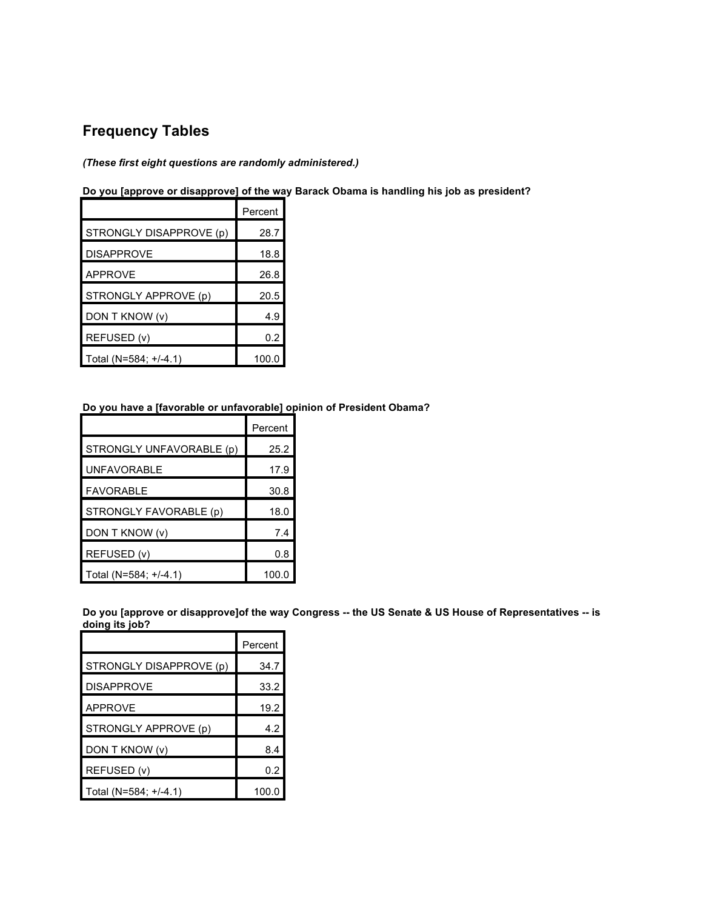## Frequency Tables

***(These first eight questions are randomly administered.)***

**Do you [approve or disapprove] of the way Barack Obama is handling his job as president?**

| | Percent |
|---|---|
| STRONGLY DISAPPROVE (p) | 28.7 |
| DISAPPROVE | 18.8 |
| APPROVE | 26.8 |
| STRONGLY APPROVE (p) | 20.5 |
| DON T KNOW (v) | 4.9 |
| REFUSED (v) | 0.2 |
| Total (N=584; +/-4.1) | 100.0 |

**Do you have a [favorable or unfavorable] opinion of President Obama?**

| | Percent |
|---|---|
| STRONGLY UNFAVORABLE (p) | 25.2 |
| UNFAVORABLE | 17.9 |
| FAVORABLE | 30.8 |
| STRONGLY FAVORABLE (p) | 18.0 |
| DON T KNOW (v) | 7.4 |
| REFUSED (v) | 0.8 |
| Total (N=584; +/-4.1) | 100.0 |

**Do you [approve or disapprove]of the way Congress -- the US Senate & US House of Representatives -- is doing its job?**

| | Percent |
|---|---|
| STRONGLY DISAPPROVE (p) | 34.7 |
| DISAPPROVE | 33.2 |
| APPROVE | 19.2 |
| STRONGLY APPROVE (p) | 4.2 |
| DON T KNOW (v) | 8.4 |
| REFUSED (v) | 0.2 |
| Total (N=584; +/-4.1) | 100.0 |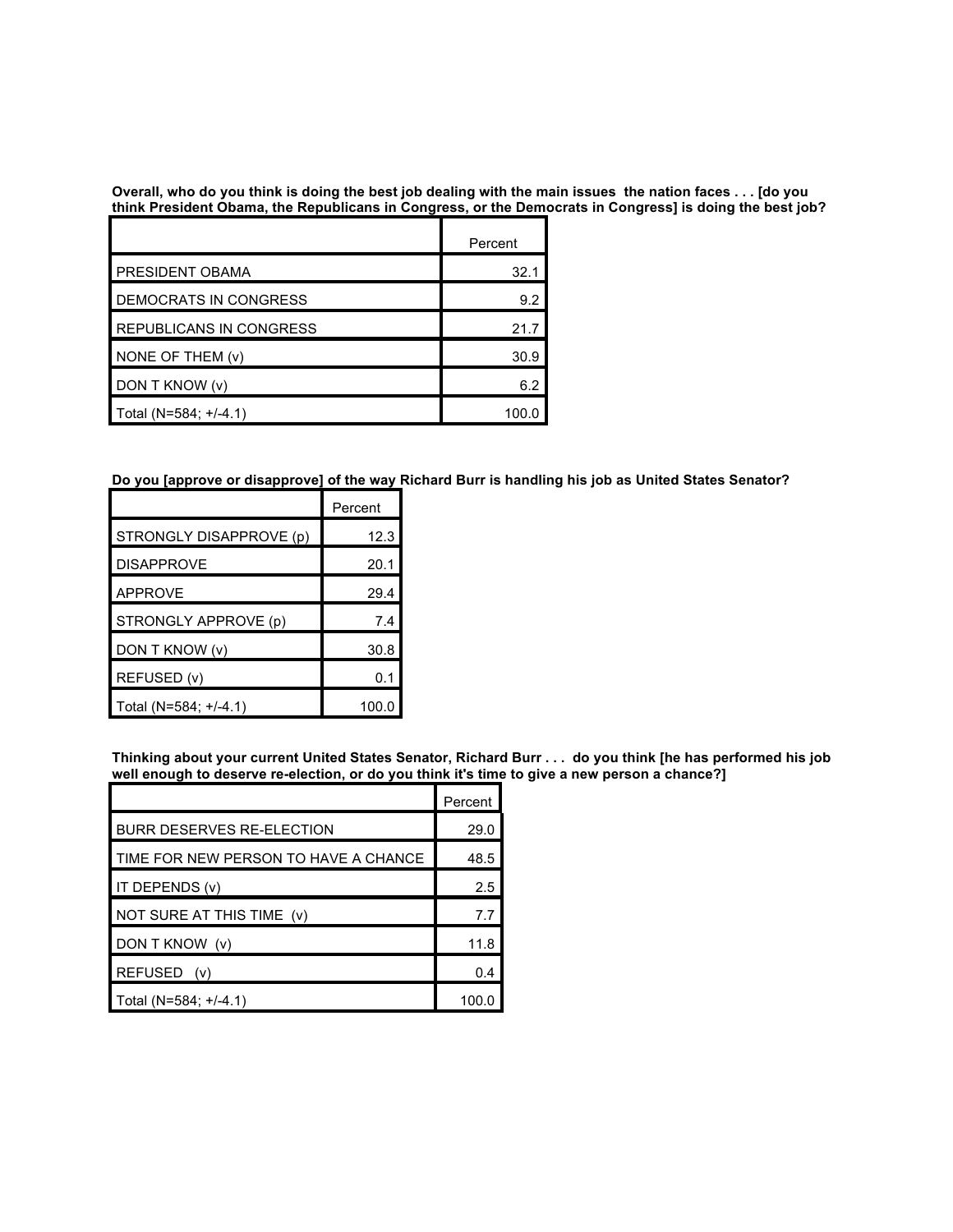**Overall, who do you think is doing the best job dealing with the main issues the nation faces . . . [do you think President Obama, the Republicans in Congress, or the Democrats in Congress] is doing the best job?**

| | Percent |
|---|---|
| PRESIDENT OBAMA | 32.1 |
| DEMOCRATS IN CONGRESS | 9.2 |
| REPUBLICANS IN CONGRESS | 21.7 |
| NONE OF THEM (v) | 30.9 |
| DON T KNOW (v) | 6.2 |
| Total (N=584; +/-4.1) | 100.0 |

**Do you [approve or disapprove] of the way Richard Burr is handling his job as United States Senator?**

| | Percent |
|---|---|
| STRONGLY DISAPPROVE (p) | 12.3 |
| DISAPPROVE | 20.1 |
| APPROVE | 29.4 |
| STRONGLY APPROVE (p) | 7.4 |
| DON T KNOW (v) | 30.8 |
| REFUSED (v) | 0.1 |
| Total (N=584; +/-4.1) | 100.0 |

**Thinking about your current United States Senator, Richard Burr . . . do you think [he has performed his job well enough to deserve re-election, or do you think it's time to give a new person a chance?]**

| | Percent |
|---|---|
| BURR DESERVES RE-ELECTION | 29.0 |
| TIME FOR NEW PERSON TO HAVE A CHANCE | 48.5 |
| IT DEPENDS (v) | 2.5 |
| NOT SURE AT THIS TIME (v) | 7.7 |
| DON T KNOW (v) | 11.8 |
| REFUSED (v) | 0.4 |
| Total (N=584; +/-4.1) | 100.0 |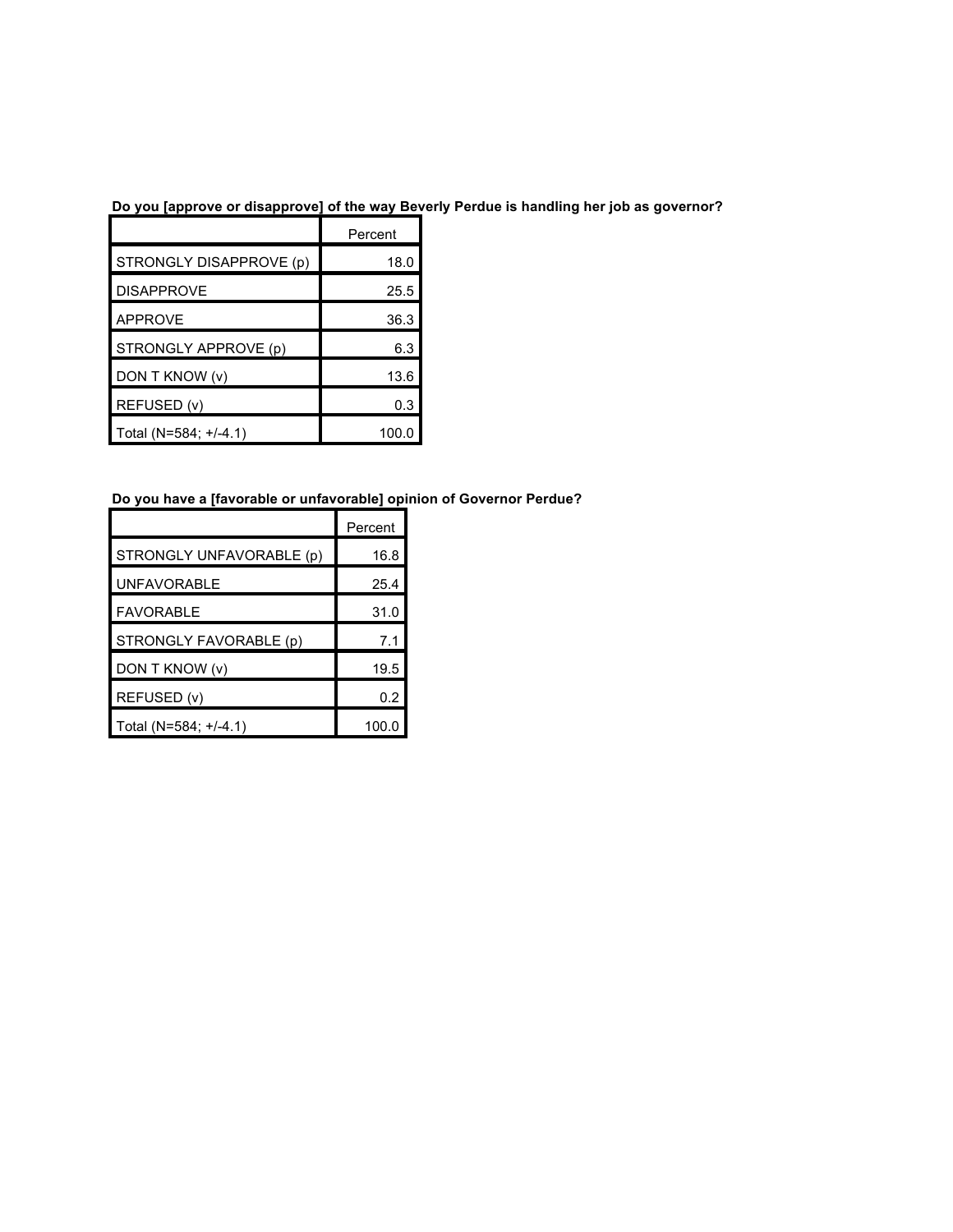**Do you [approve or disapprove] of the way Beverly Perdue is handling her job as governor?**

| | Percent |
|---|---|
| STRONGLY DISAPPROVE (p) | 18.0 |
| DISAPPROVE | 25.5 |
| APPROVE | 36.3 |
| STRONGLY APPROVE (p) | 6.3 |
| DON T KNOW (v) | 13.6 |
| REFUSED (v) | 0.3 |
| Total (N=584; +/-4.1) | 100.0 |

**Do you have a [favorable or unfavorable] opinion of Governor Perdue?**

| | Percent |
|---|---|
| STRONGLY UNFAVORABLE (p) | 16.8 |
| UNFAVORABLE | 25.4 |
| FAVORABLE | 31.0 |
| STRONGLY FAVORABLE (p) | 7.1 |
| DON T KNOW (v) | 19.5 |
| REFUSED (v) | 0.2 |
| Total (N=584; +/-4.1) | 100.0 |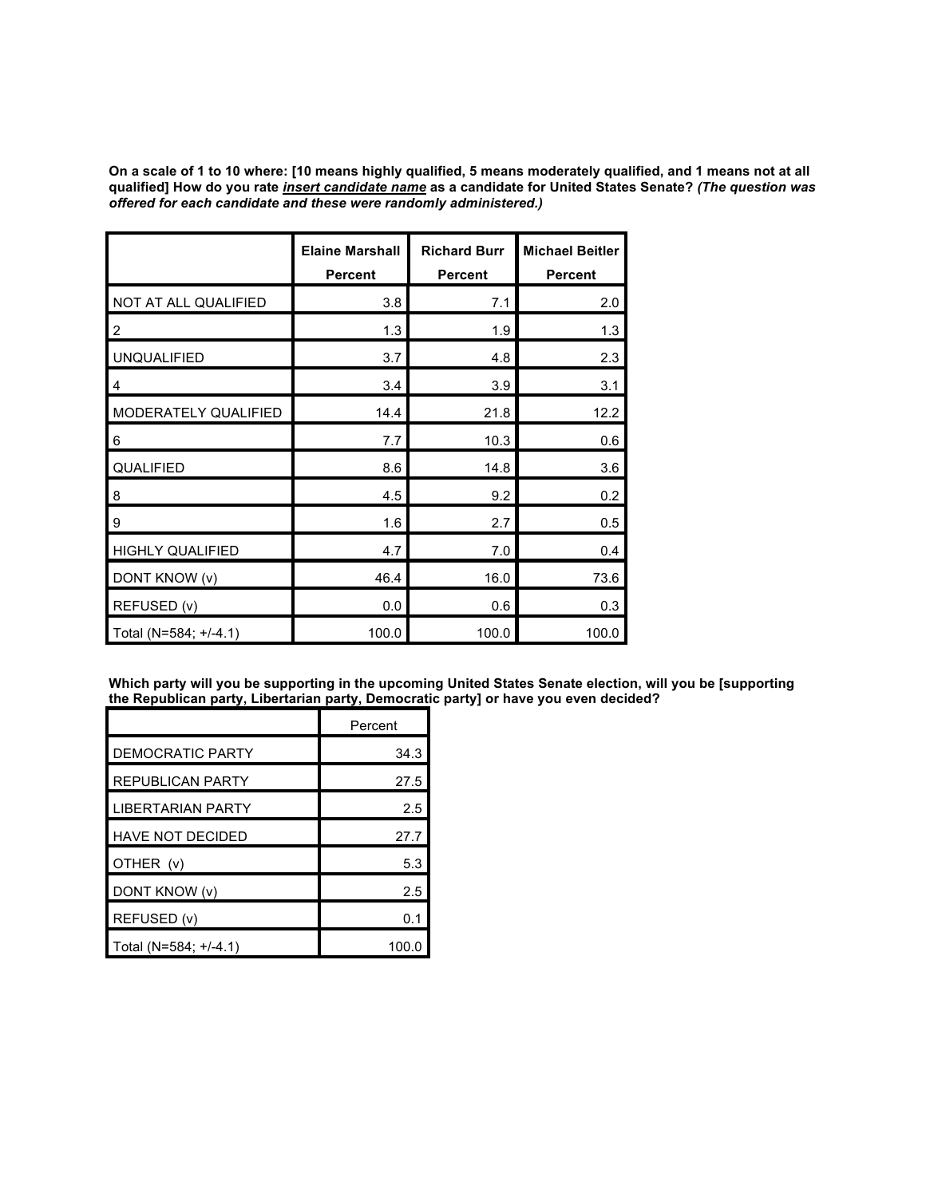**On a scale of 1 to 10 where: [10 means highly qualified, 5 means moderately qualified, and 1 means not at all qualified] How do you rate *insert candidate name* as a candidate for United States Senate? *(The question was offered for each candidate and these were randomly administered.)***

| | Elaine Marshall Percent | Richard Burr Percent | Michael Beitler Percent |
|---|---|---|---|
| NOT AT ALL QUALIFIED | 3.8 | 7.1 | 2.0 |
| 2 | 1.3 | 1.9 | 1.3 |
| UNQUALIFIED | 3.7 | 4.8 | 2.3 |
| 4 | 3.4 | 3.9 | 3.1 |
| MODERATELY QUALIFIED | 14.4 | 21.8 | 12.2 |
| 6 | 7.7 | 10.3 | 0.6 |
| QUALIFIED | 8.6 | 14.8 | 3.6 |
| 8 | 4.5 | 9.2 | 0.2 |
| 9 | 1.6 | 2.7 | 0.5 |
| HIGHLY QUALIFIED | 4.7 | 7.0 | 0.4 |
| DONT KNOW (v) | 46.4 | 16.0 | 73.6 |
| REFUSED (v) | 0.0 | 0.6 | 0.3 |
| Total (N=584; +/-4.1) | 100.0 | 100.0 | 100.0 |

**Which party will you be supporting in the upcoming United States Senate election, will you be [supporting the Republican party, Libertarian party, Democratic party] or have you even decided?**

| | Percent |
|---|---|
| DEMOCRATIC PARTY | 34.3 |
| REPUBLICAN PARTY | 27.5 |
| LIBERTARIAN PARTY | 2.5 |
| HAVE NOT DECIDED | 27.7 |
| OTHER (v) | 5.3 |
| DONT KNOW (v) | 2.5 |
| REFUSED (v) | 0.1 |
| Total (N=584; +/-4.1) | 100.0 |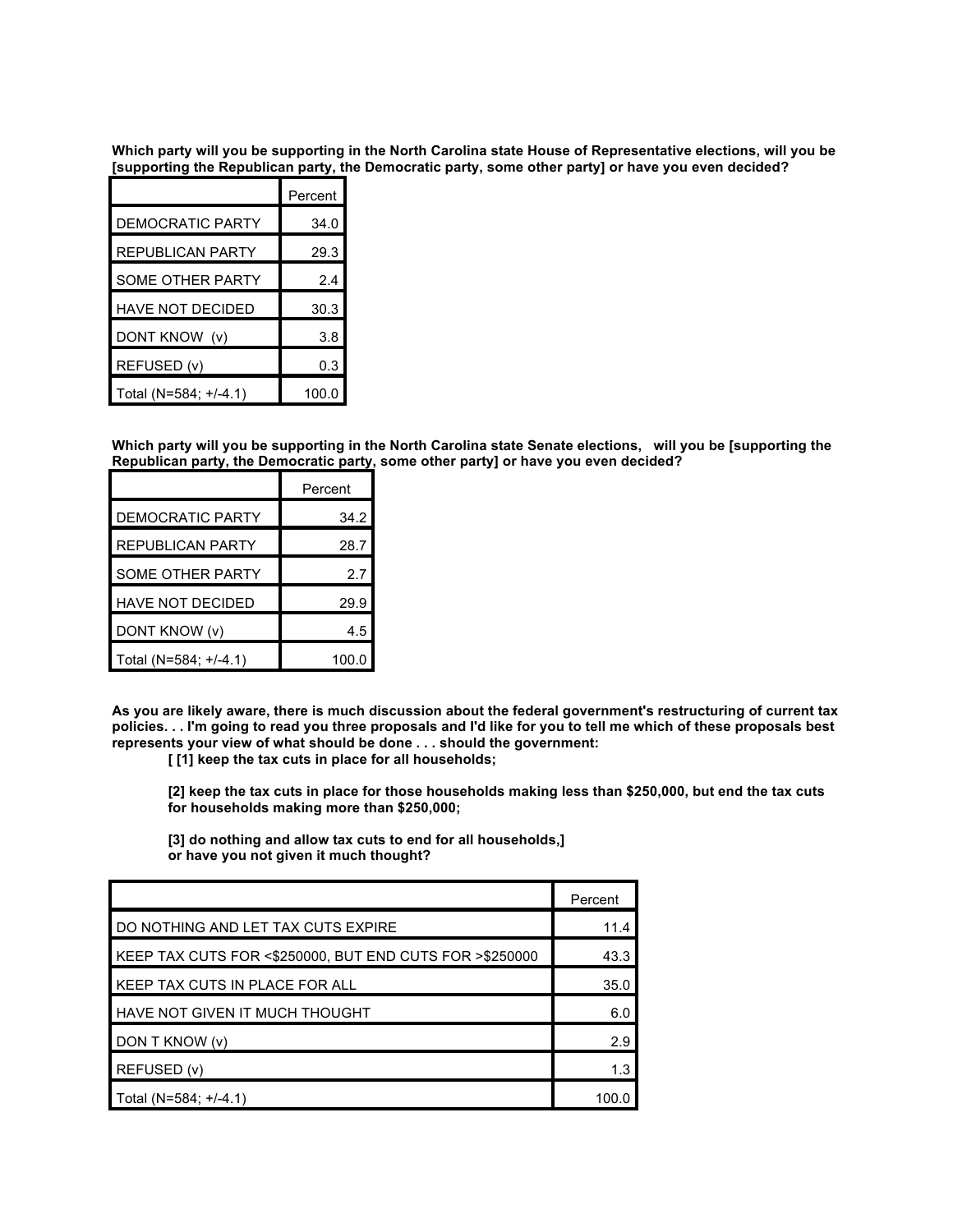**Which party will you be supporting in the North Carolina state House of Representative elections, will you be [supporting the Republican party, the Democratic party, some other party] or have you even decided?**

| | Percent |
|---|---|
| DEMOCRATIC PARTY | 34.0 |
| REPUBLICAN PARTY | 29.3 |
| SOME OTHER PARTY | 2.4 |
| HAVE NOT DECIDED | 30.3 |
| DONT KNOW (v) | 3.8 |
| REFUSED (v) | 0.3 |
| Total (N=584; +/-4.1) | 100.0 |

**Which party will you be supporting in the North Carolina state Senate elections, will you be [supporting the Republican party, the Democratic party, some other party] or have you even decided?**

| | Percent |
|---|---|
| DEMOCRATIC PARTY | 34.2 |
| REPUBLICAN PARTY | 28.7 |
| SOME OTHER PARTY | 2.7 |
| HAVE NOT DECIDED | 29.9 |
| DONT KNOW (v) | 4.5 |
| Total (N=584; +/-4.1) | 100.0 |

**As you are likely aware, there is much discussion about the federal government's restructuring of current tax policies. . . I'm going to read you three proposals and I'd like for you to tell me which of these proposals best represents your view of what should be done . . . should the government:**

**[ [1] keep the tax cuts in place for all households;**

**[2] keep the tax cuts in place for those households making less than $250,000, but end the tax cuts for households making more than $250,000;**

**[3] do nothing and allow tax cuts to end for all households,] or have you not given it much thought?**

| | Percent |
|---|---|
| DO NOTHING AND LET TAX CUTS EXPIRE | 11.4 |
| KEEP TAX CUTS FOR <$250000, BUT END CUTS FOR >$250000 | 43.3 |
| KEEP TAX CUTS IN PLACE FOR ALL | 35.0 |
| HAVE NOT GIVEN IT MUCH THOUGHT | 6.0 |
| DON T KNOW (v) | 2.9 |
| REFUSED (v) | 1.3 |
| Total (N=584; +/-4.1) | 100.0 |